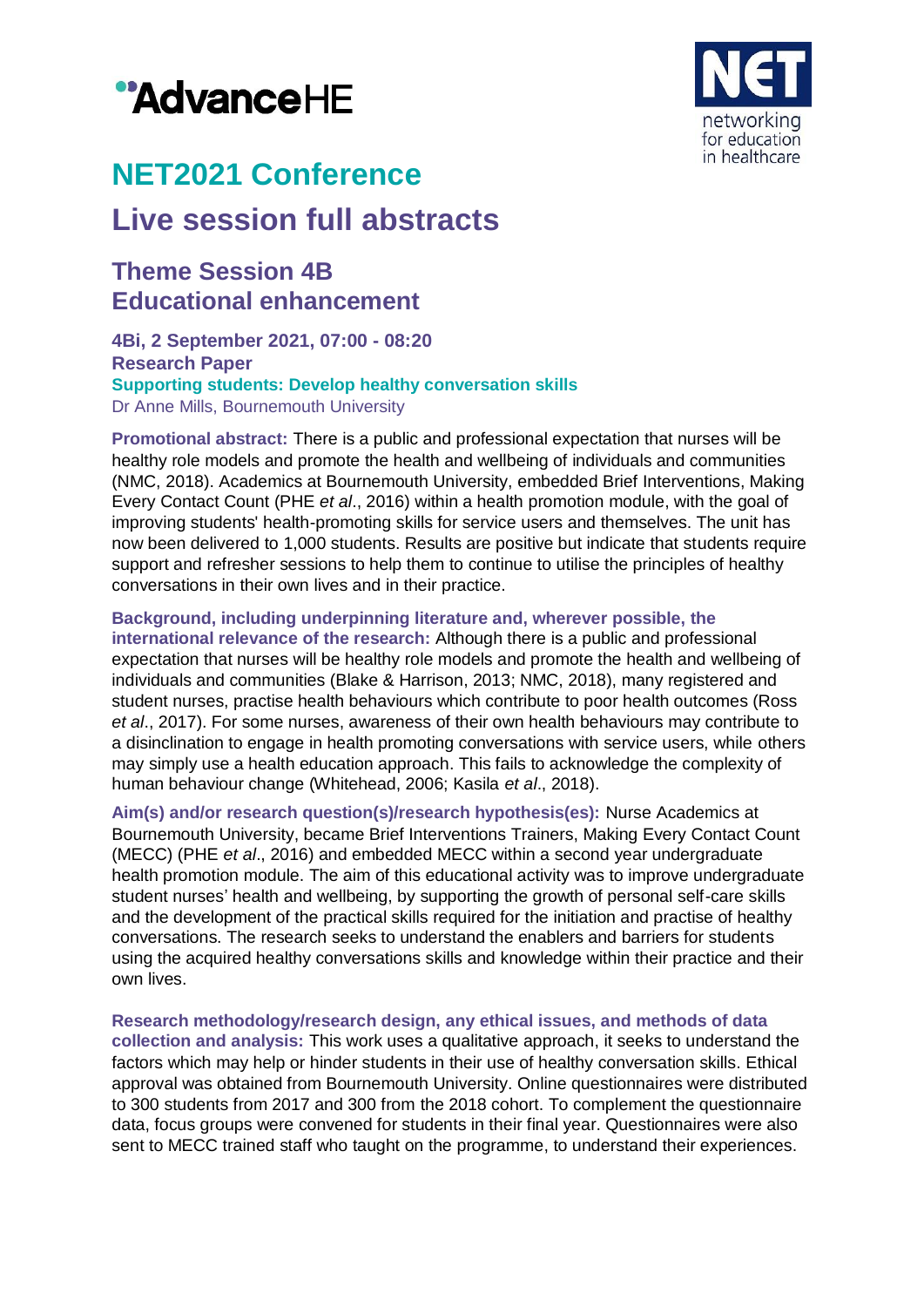# NET2021 Conference

# Live session full abstracts

## Theme Session 4B
## Educational enhancement

### 4Bi, 2 September 2021, 07:00 - 08:20
### Research Paper
### Supporting students: Develop healthy conversation skills

Dr Anne Mills, Bournemouth University

**Promotional abstract:** There is a public and professional expectation that nurses will be healthy role models and promote the health and wellbeing of individuals and communities (NMC, 2018). Academics at Bournemouth University, embedded Brief Interventions, Making Every Contact Count (PHE *et al*., 2016) within a health promotion module, with the goal of improving students' health-promoting skills for service users and themselves. The unit has now been delivered to 1,000 students. Results are positive but indicate that students require support and refresher sessions to help them to continue to utilise the principles of healthy conversations in their own lives and in their practice.

**Background, including underpinning literature and, wherever possible, the international relevance of the research:** Although there is a public and professional expectation that nurses will be healthy role models and promote the health and wellbeing of individuals and communities (Blake & Harrison, 2013; NMC, 2018), many registered and student nurses, practise health behaviours which contribute to poor health outcomes (Ross *et al*., 2017). For some nurses, awareness of their own health behaviours may contribute to a disinclination to engage in health promoting conversations with service users, while others may simply use a health education approach. This fails to acknowledge the complexity of human behaviour change (Whitehead, 2006; Kasila *et al*., 2018).

**Aim(s) and/or research question(s)/research hypothesis(es):** Nurse Academics at Bournemouth University, became Brief Interventions Trainers, Making Every Contact Count (MECC) (PHE *et al*., 2016) and embedded MECC within a second year undergraduate health promotion module. The aim of this educational activity was to improve undergraduate student nurses' health and wellbeing, by supporting the growth of personal self-care skills and the development of the practical skills required for the initiation and practise of healthy conversations. The research seeks to understand the enablers and barriers for students using the acquired healthy conversations skills and knowledge within their practice and their own lives.

**Research methodology/research design, any ethical issues, and methods of data collection and analysis:** This work uses a qualitative approach, it seeks to understand the factors which may help or hinder students in their use of healthy conversation skills. Ethical approval was obtained from Bournemouth University. Online questionnaires were distributed to 300 students from 2017 and 300 from the 2018 cohort. To complement the questionnaire data, focus groups were convened for students in their final year. Questionnaires were also sent to MECC trained staff who taught on the programme, to understand their experiences.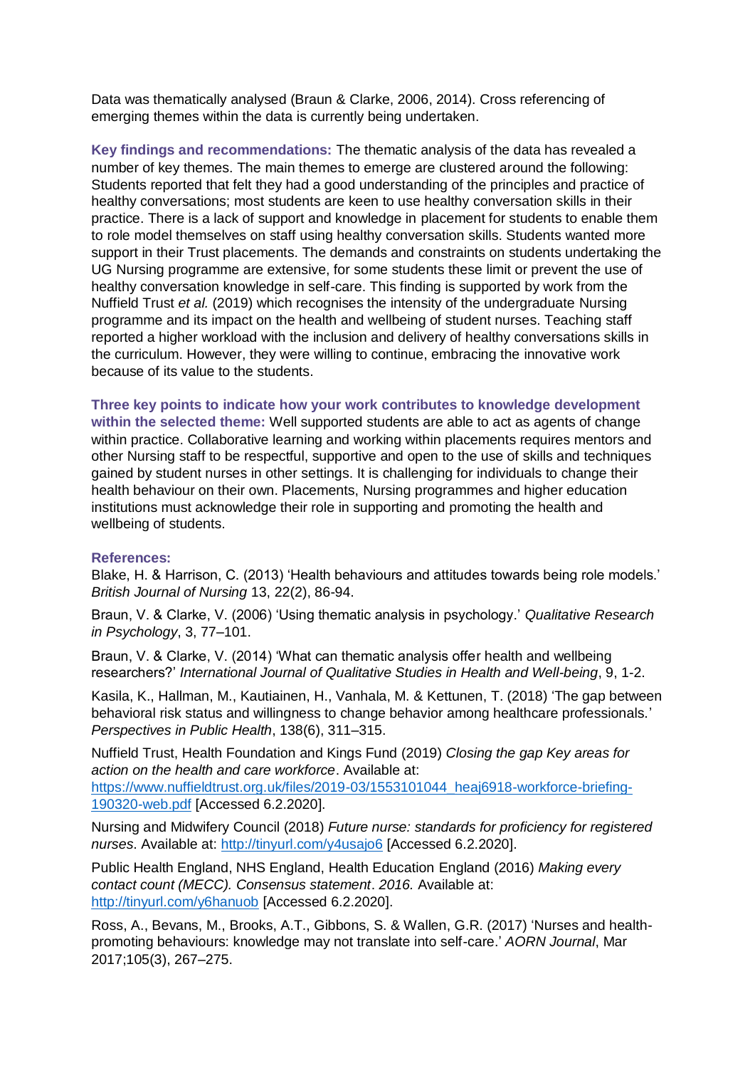Data was thematically analysed (Braun & Clarke, 2006, 2014). Cross referencing of emerging themes within the data is currently being undertaken.

**Key findings and recommendations:** The thematic analysis of the data has revealed a number of key themes. The main themes to emerge are clustered around the following: Students reported that felt they had a good understanding of the principles and practice of healthy conversations; most students are keen to use healthy conversation skills in their practice. There is a lack of support and knowledge in placement for students to enable them to role model themselves on staff using healthy conversation skills. Students wanted more support in their Trust placements. The demands and constraints on students undertaking the UG Nursing programme are extensive, for some students these limit or prevent the use of healthy conversation knowledge in self-care. This finding is supported by work from the Nuffield Trust *et al.* (2019) which recognises the intensity of the undergraduate Nursing programme and its impact on the health and wellbeing of student nurses. Teaching staff reported a higher workload with the inclusion and delivery of healthy conversations skills in the curriculum. However, they were willing to continue, embracing the innovative work because of its value to the students.

**Three key points to indicate how your work contributes to knowledge development within the selected theme:** Well supported students are able to act as agents of change within practice. Collaborative learning and working within placements requires mentors and other Nursing staff to be respectful, supportive and open to the use of skills and techniques gained by student nurses in other settings. It is challenging for individuals to change their health behaviour on their own. Placements, Nursing programmes and higher education institutions must acknowledge their role in supporting and promoting the health and wellbeing of students.

**References:**

Blake, H. & Harrison, C. (2013) 'Health behaviours and attitudes towards being role models.' *British Journal of Nursing* 13, 22(2), 86-94.

Braun, V. & Clarke, V. (2006) 'Using thematic analysis in psychology.' *Qualitative Research in Psychology*, 3, 77–101.

Braun, V. & Clarke, V. (2014) 'What can thematic analysis offer health and wellbeing researchers?' *International Journal of Qualitative Studies in Health and Well-being*, 9, 1-2.

Kasila, K., Hallman, M., Kautiainen, H., Vanhala, M. & Kettunen, T. (2018) 'The gap between behavioral risk status and willingness to change behavior among healthcare professionals.' *Perspectives in Public Health*, 138(6), 311–315.

Nuffield Trust, Health Foundation and Kings Fund (2019) *Closing the gap Key areas for action on the health and care workforce*. Available at: https://www.nuffieldtrust.org.uk/files/2019-03/1553101044_heaj6918-workforce-briefing-190320-web.pdf [Accessed 6.2.2020].

Nursing and Midwifery Council (2018) *Future nurse: standards for proficiency for registered nurses*. Available at: http://tinyurl.com/y4usajo6 [Accessed 6.2.2020].

Public Health England, NHS England, Health Education England (2016) *Making every contact count (MECC). Consensus statement. 2016.* Available at: http://tinyurl.com/y6hanuob [Accessed 6.2.2020].

Ross, A., Bevans, M., Brooks, A.T., Gibbons, S. & Wallen, G.R. (2017) 'Nurses and health-promoting behaviours: knowledge may not translate into self-care.' *AORN Journal*, Mar 2017;105(3), 267–275.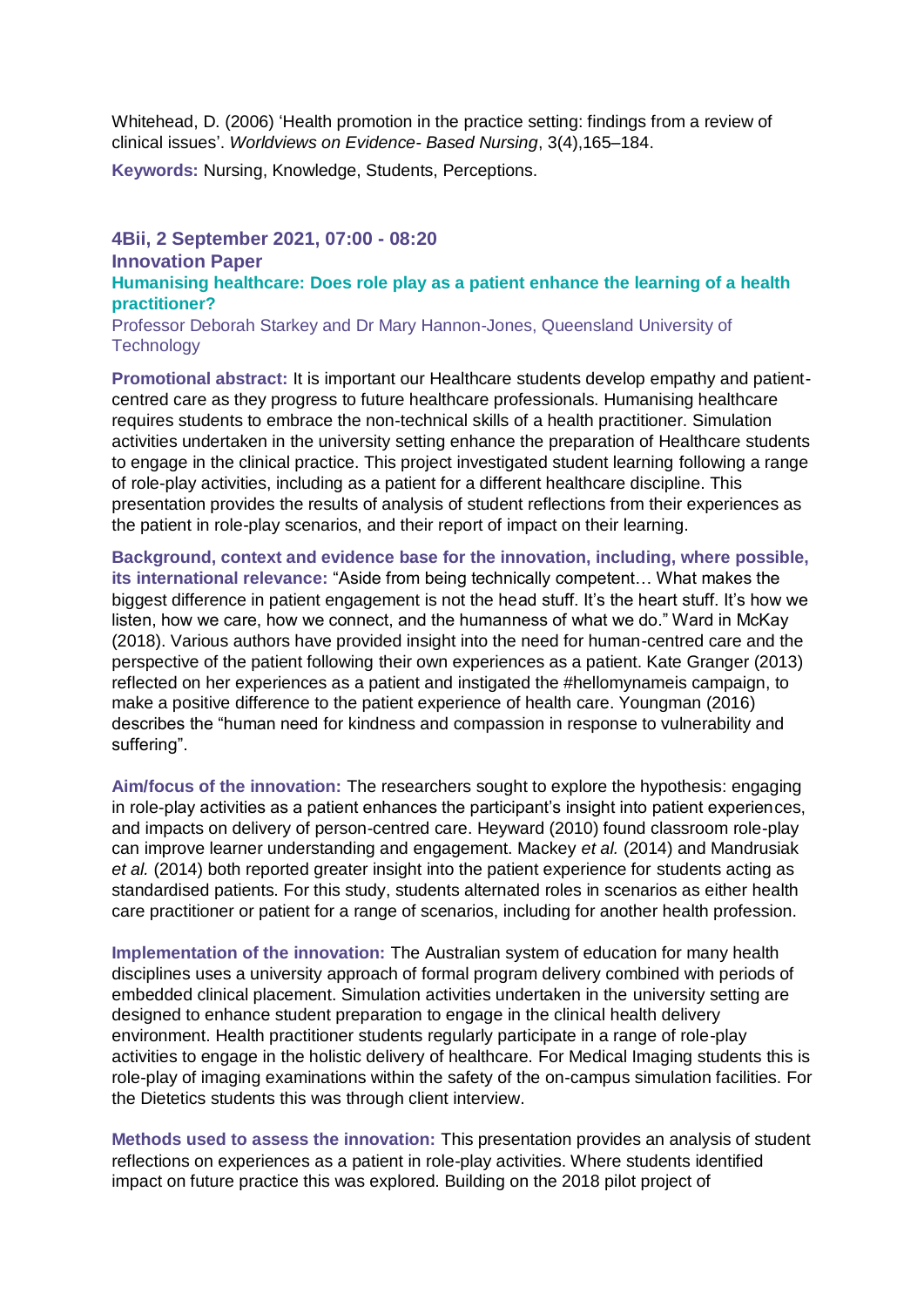Whitehead, D. (2006) 'Health promotion in the practice setting: findings from a review of clinical issues'. *Worldviews on Evidence- Based Nursing*, 3(4),165–184.

**Keywords:** Nursing, Knowledge, Students, Perceptions.

### 4Bii, 2 September 2021, 07:00 - 08:20

**Innovation Paper**

**Humanising healthcare: Does role play as a patient enhance the learning of a health practitioner?**

Professor Deborah Starkey and Dr Mary Hannon-Jones, Queensland University of Technology

**Promotional abstract:** It is important our Healthcare students develop empathy and patient-centred care as they progress to future healthcare professionals. Humanising healthcare requires students to embrace the non-technical skills of a health practitioner. Simulation activities undertaken in the university setting enhance the preparation of Healthcare students to engage in the clinical practice. This project investigated student learning following a range of role-play activities, including as a patient for a different healthcare discipline. This presentation provides the results of analysis of student reflections from their experiences as the patient in role-play scenarios, and their report of impact on their learning.

**Background, context and evidence base for the innovation, including, where possible, its international relevance:** "Aside from being technically competent… What makes the biggest difference in patient engagement is not the head stuff. It's the heart stuff. It's how we listen, how we care, how we connect, and the humanness of what we do." Ward in McKay (2018). Various authors have provided insight into the need for human-centred care and the perspective of the patient following their own experiences as a patient. Kate Granger (2013) reflected on her experiences as a patient and instigated the #hellomynameis campaign, to make a positive difference to the patient experience of health care. Youngman (2016) describes the "human need for kindness and compassion in response to vulnerability and suffering".

**Aim/focus of the innovation:** The researchers sought to explore the hypothesis: engaging in role-play activities as a patient enhances the participant's insight into patient experiences, and impacts on delivery of person-centred care. Heyward (2010) found classroom role-play can improve learner understanding and engagement. Mackey *et al.* (2014) and Mandrusiak *et al.* (2014) both reported greater insight into the patient experience for students acting as standardised patients. For this study, students alternated roles in scenarios as either health care practitioner or patient for a range of scenarios, including for another health profession.

**Implementation of the innovation:** The Australian system of education for many health disciplines uses a university approach of formal program delivery combined with periods of embedded clinical placement. Simulation activities undertaken in the university setting are designed to enhance student preparation to engage in the clinical health delivery environment. Health practitioner students regularly participate in a range of role-play activities to engage in the holistic delivery of healthcare. For Medical Imaging students this is role-play of imaging examinations within the safety of the on-campus simulation facilities. For the Dietetics students this was through client interview.

**Methods used to assess the innovation:** This presentation provides an analysis of student reflections on experiences as a patient in role-play activities. Where students identified impact on future practice this was explored. Building on the 2018 pilot project of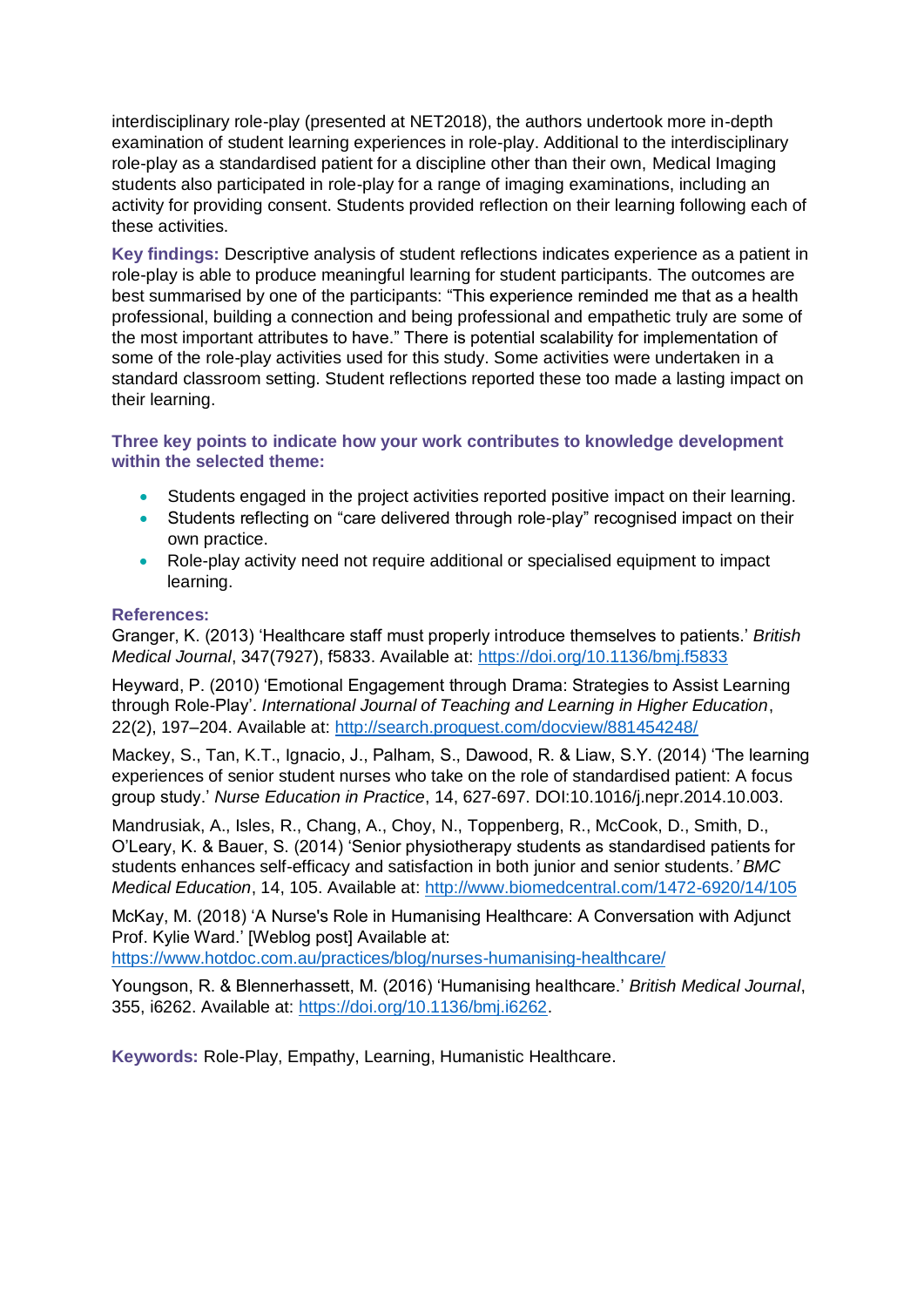interdisciplinary role-play (presented at NET2018), the authors undertook more in-depth examination of student learning experiences in role-play. Additional to the interdisciplinary role-play as a standardised patient for a discipline other than their own, Medical Imaging students also participated in role-play for a range of imaging examinations, including an activity for providing consent. Students provided reflection on their learning following each of these activities.

**Key findings:** Descriptive analysis of student reflections indicates experience as a patient in role-play is able to produce meaningful learning for student participants. The outcomes are best summarised by one of the participants: "This experience reminded me that as a health professional, building a connection and being professional and empathetic truly are some of the most important attributes to have." There is potential scalability for implementation of some of the role-play activities used for this study. Some activities were undertaken in a standard classroom setting. Student reflections reported these too made a lasting impact on their learning.

**Three key points to indicate how your work contributes to knowledge development within the selected theme:**

- Students engaged in the project activities reported positive impact on their learning.
- Students reflecting on "care delivered through role-play" recognised impact on their own practice.
- Role-play activity need not require additional or specialised equipment to impact learning.

**References:**

Granger, K. (2013) 'Healthcare staff must properly introduce themselves to patients.' *British Medical Journal*, 347(7927), f5833. Available at: https://doi.org/10.1136/bmj.f5833

Heyward, P. (2010) 'Emotional Engagement through Drama: Strategies to Assist Learning through Role-Play'. *International Journal of Teaching and Learning in Higher Education*, 22(2), 197–204. Available at: http://search.proquest.com/docview/881454248/

Mackey, S., Tan, K.T., Ignacio, J., Palham, S., Dawood, R. & Liaw, S.Y. (2014) 'The learning experiences of senior student nurses who take on the role of standardised patient: A focus group study.' *Nurse Education in Practice*, 14, 627-697. DOI:10.1016/j.nepr.2014.10.003.

Mandrusiak, A., Isles, R., Chang, A., Choy, N., Toppenberg, R., McCook, D., Smith, D., O'Leary, K. & Bauer, S. (2014) 'Senior physiotherapy students as standardised patients for students enhances self-efficacy and satisfaction in both junior and senior students.' *BMC Medical Education*, 14, 105. Available at: http://www.biomedcentral.com/1472-6920/14/105

McKay, M. (2018) 'A Nurse's Role in Humanising Healthcare: A Conversation with Adjunct Prof. Kylie Ward.' [Weblog post] Available at: https://www.hotdoc.com.au/practices/blog/nurses-humanising-healthcare/

Youngson, R. & Blennerhassett, M. (2016) 'Humanising healthcare.' *British Medical Journal*, 355, i6262. Available at: https://doi.org/10.1136/bmj.i6262.

**Keywords:** Role-Play, Empathy, Learning, Humanistic Healthcare.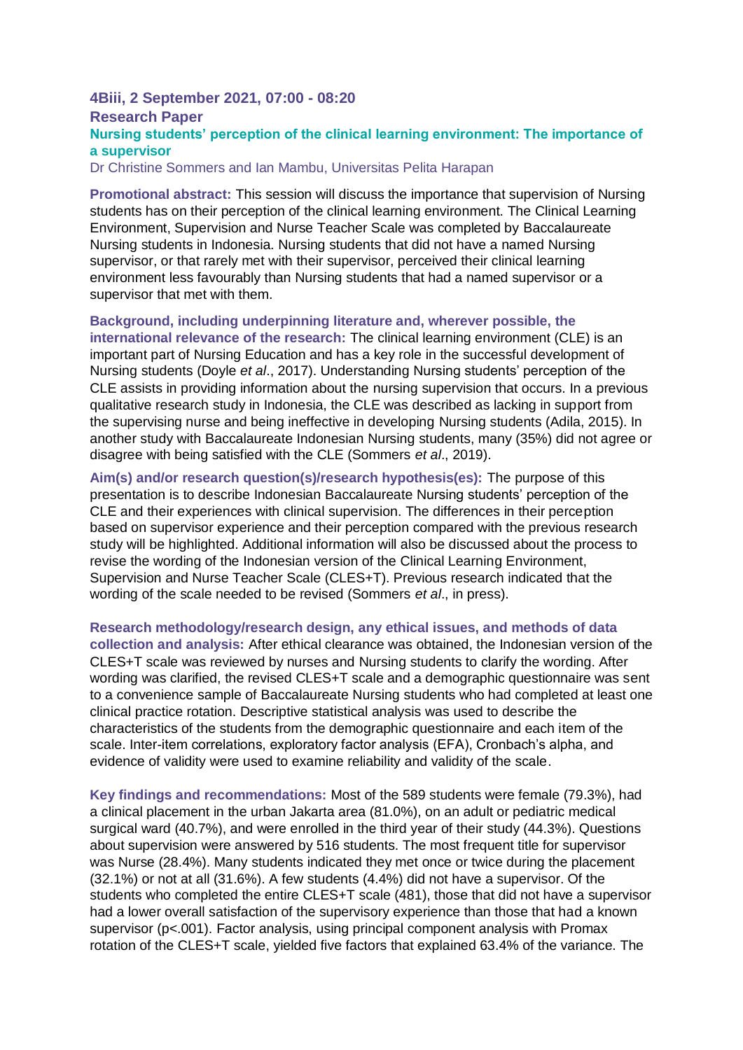### 4Biii, 2 September 2021, 07:00 - 08:20

### Research Paper

### Nursing students' perception of the clinical learning environment: The importance of a supervisor

Dr Christine Sommers and Ian Mambu, Universitas Pelita Harapan

**Promotional abstract:** This session will discuss the importance that supervision of Nursing students has on their perception of the clinical learning environment. The Clinical Learning Environment, Supervision and Nurse Teacher Scale was completed by Baccalaureate Nursing students in Indonesia. Nursing students that did not have a named Nursing supervisor, or that rarely met with their supervisor, perceived their clinical learning environment less favourably than Nursing students that had a named supervisor or a supervisor that met with them.

**Background, including underpinning literature and, wherever possible, the international relevance of the research:** The clinical learning environment (CLE) is an important part of Nursing Education and has a key role in the successful development of Nursing students (Doyle *et al*., 2017). Understanding Nursing students' perception of the CLE assists in providing information about the nursing supervision that occurs. In a previous qualitative research study in Indonesia, the CLE was described as lacking in support from the supervising nurse and being ineffective in developing Nursing students (Adila, 2015). In another study with Baccalaureate Indonesian Nursing students, many (35%) did not agree or disagree with being satisfied with the CLE (Sommers *et al*., 2019).

**Aim(s) and/or research question(s)/research hypothesis(es):** The purpose of this presentation is to describe Indonesian Baccalaureate Nursing students' perception of the CLE and their experiences with clinical supervision. The differences in their perception based on supervisor experience and their perception compared with the previous research study will be highlighted. Additional information will also be discussed about the process to revise the wording of the Indonesian version of the Clinical Learning Environment, Supervision and Nurse Teacher Scale (CLES+T). Previous research indicated that the wording of the scale needed to be revised (Sommers *et al*., in press).

**Research methodology/research design, any ethical issues, and methods of data collection and analysis:** After ethical clearance was obtained, the Indonesian version of the CLES+T scale was reviewed by nurses and Nursing students to clarify the wording. After wording was clarified, the revised CLES+T scale and a demographic questionnaire was sent to a convenience sample of Baccalaureate Nursing students who had completed at least one clinical practice rotation. Descriptive statistical analysis was used to describe the characteristics of the students from the demographic questionnaire and each item of the scale. Inter-item correlations, exploratory factor analysis (EFA), Cronbach's alpha, and evidence of validity were used to examine reliability and validity of the scale.

**Key findings and recommendations:** Most of the 589 students were female (79.3%), had a clinical placement in the urban Jakarta area (81.0%), on an adult or pediatric medical surgical ward (40.7%), and were enrolled in the third year of their study (44.3%). Questions about supervision were answered by 516 students. The most frequent title for supervisor was Nurse (28.4%). Many students indicated they met once or twice during the placement (32.1%) or not at all (31.6%). A few students (4.4%) did not have a supervisor. Of the students who completed the entire CLES+T scale (481), those that did not have a supervisor had a lower overall satisfaction of the supervisory experience than those that had a known supervisor ($p<.001$). Factor analysis, using principal component analysis with Promax rotation of the CLES+T scale, yielded five factors that explained 63.4% of the variance. The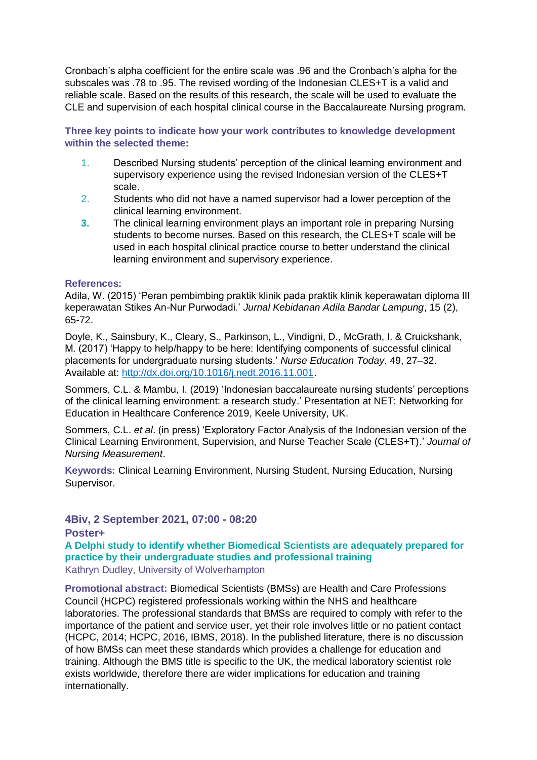Cronbach's alpha coefficient for the entire scale was .96 and the Cronbach's alpha for the subscales was .78 to .95. The revised wording of the Indonesian CLES+T is a valid and reliable scale. Based on the results of this research, the scale will be used to evaluate the CLE and supervision of each hospital clinical course in the Baccalaureate Nursing program.

**Three key points to indicate how your work contributes to knowledge development within the selected theme:**

1. Described Nursing students' perception of the clinical learning environment and supervisory experience using the revised Indonesian version of the CLES+T scale.
2. Students who did not have a named supervisor had a lower perception of the clinical learning environment.
3. The clinical learning environment plays an important role in preparing Nursing students to become nurses. Based on this research, the CLES+T scale will be used in each hospital clinical practice course to better understand the clinical learning environment and supervisory experience.

**References:**

Adila, W. (2015) 'Peran pembimbing praktik klinik pada praktik klinik keperawatan diploma III keperawatan Stikes An-Nur Purwodadi.' *Jurnal Kebidanan Adila Bandar Lampung*, 15 (2), 65-72.

Doyle, K., Sainsbury, K., Cleary, S., Parkinson, L., Vindigni, D., McGrath, I. & Cruickshank, M. (2017) 'Happy to help/happy to be here: Identifying components of successful clinical placements for undergraduate nursing students.' *Nurse Education Today*, 49, 27–32. Available at: http://dx.doi.org/10.1016/j.nedt.2016.11.001.

Sommers, C.L. & Mambu, I. (2019) 'Indonesian baccalaureate nursing students' perceptions of the clinical learning environment: a research study.' Presentation at NET: Networking for Education in Healthcare Conference 2019, Keele University, UK.

Sommers, C.L. *et al*. (in press) 'Exploratory Factor Analysis of the Indonesian version of the Clinical Learning Environment, Supervision, and Nurse Teacher Scale (CLES+T).' *Journal of Nursing Measurement*.

**Keywords:** Clinical Learning Environment, Nursing Student, Nursing Education, Nursing Supervisor.

## 4Biv, 2 September 2021, 07:00 - 08:20

**Poster+**

### A Delphi study to identify whether Biomedical Scientists are adequately prepared for practice by their undergraduate studies and professional training

Kathryn Dudley, University of Wolverhampton

**Promotional abstract:** Biomedical Scientists (BMSs) are Health and Care Professions Council (HCPC) registered professionals working within the NHS and healthcare laboratories. The professional standards that BMSs are required to comply with refer to the importance of the patient and service user, yet their role involves little or no patient contact (HCPC, 2014; HCPC, 2016, IBMS, 2018). In the published literature, there is no discussion of how BMSs can meet these standards which provides a challenge for education and training. Although the BMS title is specific to the UK, the medical laboratory scientist role exists worldwide, therefore there are wider implications for education and training internationally.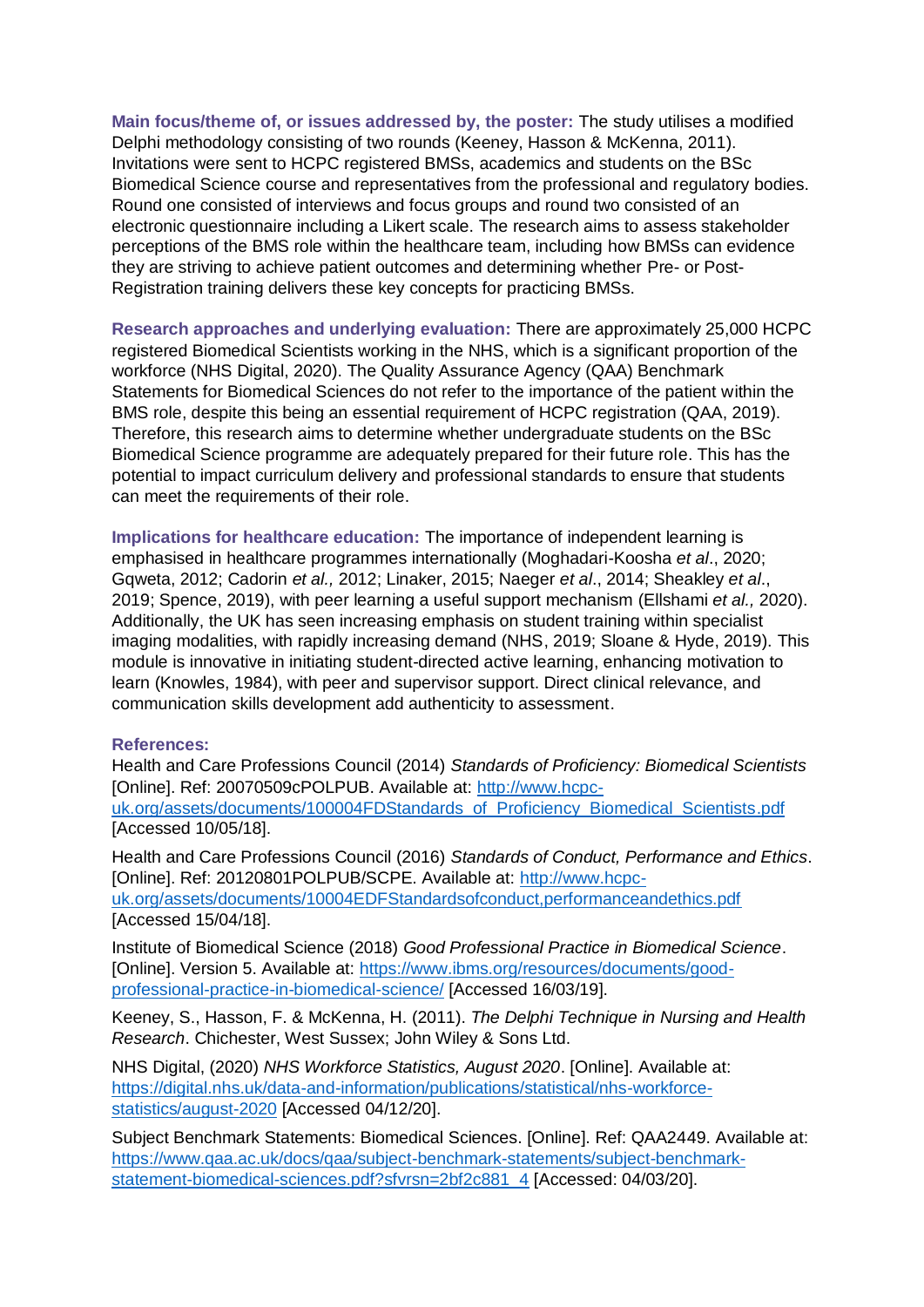**Main focus/theme of, or issues addressed by, the poster:** The study utilises a modified Delphi methodology consisting of two rounds (Keeney, Hasson & McKenna, 2011). Invitations were sent to HCPC registered BMSs, academics and students on the BSc Biomedical Science course and representatives from the professional and regulatory bodies. Round one consisted of interviews and focus groups and round two consisted of an electronic questionnaire including a Likert scale. The research aims to assess stakeholder perceptions of the BMS role within the healthcare team, including how BMSs can evidence they are striving to achieve patient outcomes and determining whether Pre- or Post-Registration training delivers these key concepts for practicing BMSs.

**Research approaches and underlying evaluation:** There are approximately 25,000 HCPC registered Biomedical Scientists working in the NHS, which is a significant proportion of the workforce (NHS Digital, 2020). The Quality Assurance Agency (QAA) Benchmark Statements for Biomedical Sciences do not refer to the importance of the patient within the BMS role, despite this being an essential requirement of HCPC registration (QAA, 2019). Therefore, this research aims to determine whether undergraduate students on the BSc Biomedical Science programme are adequately prepared for their future role. This has the potential to impact curriculum delivery and professional standards to ensure that students can meet the requirements of their role.

**Implications for healthcare education:** The importance of independent learning is emphasised in healthcare programmes internationally (Moghadari-Koosha *et al*., 2020; Gqweta, 2012; Cadorin *et al.,* 2012; Linaker, 2015; Naeger *et al*., 2014; Sheakley *et al*., 2019; Spence, 2019), with peer learning a useful support mechanism (Ellshami *et al.,* 2020). Additionally, the UK has seen increasing emphasis on student training within specialist imaging modalities, with rapidly increasing demand (NHS, 2019; Sloane & Hyde, 2019). This module is innovative in initiating student-directed active learning, enhancing motivation to learn (Knowles, 1984), with peer and supervisor support. Direct clinical relevance, and communication skills development add authenticity to assessment.

**References:**

Health and Care Professions Council (2014) *Standards of Proficiency: Biomedical Scientists* [Online]. Ref: 20070509cPOLPUB. Available at: http://www.hcpc-uk.org/assets/documents/100004FDStandards_of_Proficiency_Biomedical_Scientists.pdf [Accessed 10/05/18].

Health and Care Professions Council (2016) *Standards of Conduct, Performance and Ethics*. [Online]. Ref: 20120801POLPUB/SCPE. Available at: http://www.hcpc-uk.org/assets/documents/10004EDFStandardsofconduct,performanceandethics.pdf [Accessed 15/04/18].

Institute of Biomedical Science (2018) *Good Professional Practice in Biomedical Science*. [Online]. Version 5. Available at: https://www.ibms.org/resources/documents/good-professional-practice-in-biomedical-science/ [Accessed 16/03/19].

Keeney, S., Hasson, F. & McKenna, H. (2011). *The Delphi Technique in Nursing and Health Research*. Chichester, West Sussex; John Wiley & Sons Ltd.

NHS Digital, (2020) *NHS Workforce Statistics, August 2020*. [Online]. Available at: https://digital.nhs.uk/data-and-information/publications/statistical/nhs-workforce-statistics/august-2020 [Accessed 04/12/20].

Subject Benchmark Statements: Biomedical Sciences. [Online]. Ref: QAA2449. Available at: https://www.qaa.ac.uk/docs/qaa/subject-benchmark-statements/subject-benchmark-statement-biomedical-sciences.pdf?sfvrsn=2bf2c881_4 [Accessed: 04/03/20].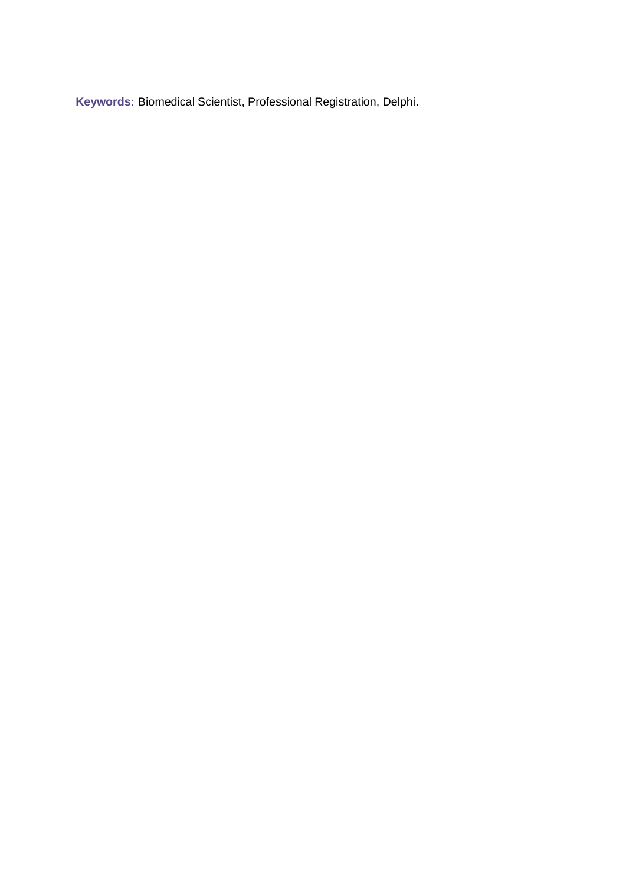**Keywords:** Biomedical Scientist, Professional Registration, Delphi.